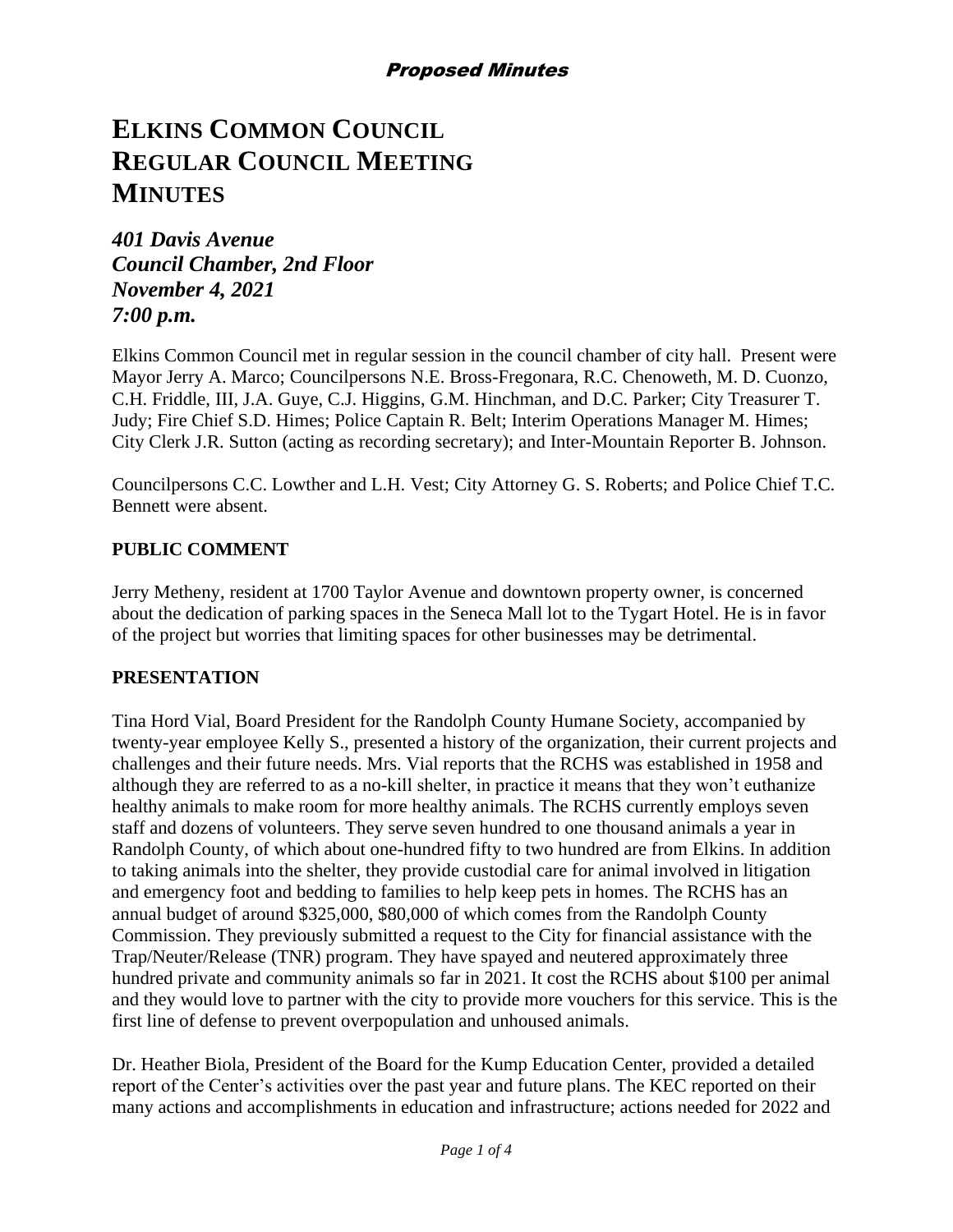*Proposed Minutes*

# ELKINS COMMON COUNCIL REGULAR COUNCIL MEETING MINUTES

***401 Davis Avenue***
***Council Chamber, 2nd Floor***
***November 4, 2021***
***7:00 p.m.***

Elkins Common Council met in regular session in the council chamber of city hall. Present were Mayor Jerry A. Marco; Councilpersons N.E. Bross-Fregonara, R.C. Chenoweth, M. D. Cuonzo, C.H. Friddle, III, J.A. Guye, C.J. Higgins, G.M. Hinchman, and D.C. Parker; City Treasurer T. Judy; Fire Chief S.D. Himes; Police Captain R. Belt; Interim Operations Manager M. Himes; City Clerk J.R. Sutton (acting as recording secretary); and Inter-Mountain Reporter B. Johnson.

Councilpersons C.C. Lowther and L.H. Vest; City Attorney G. S. Roberts; and Police Chief T.C. Bennett were absent.

## PUBLIC COMMENT

Jerry Metheny, resident at 1700 Taylor Avenue and downtown property owner, is concerned about the dedication of parking spaces in the Seneca Mall lot to the Tygart Hotel. He is in favor of the project but worries that limiting spaces for other businesses may be detrimental.

## PRESENTATION

Tina Hord Vial, Board President for the Randolph County Humane Society, accompanied by twenty-year employee Kelly S., presented a history of the organization, their current projects and challenges and their future needs. Mrs. Vial reports that the RCHS was established in 1958 and although they are referred to as a no-kill shelter, in practice it means that they won't euthanize healthy animals to make room for more healthy animals. The RCHS currently employs seven staff and dozens of volunteers. They serve seven hundred to one thousand animals a year in Randolph County, of which about one-hundred fifty to two hundred are from Elkins. In addition to taking animals into the shelter, they provide custodial care for animal involved in litigation and emergency foot and bedding to families to help keep pets in homes. The RCHS has an annual budget of around $325,000, $80,000 of which comes from the Randolph County Commission. They previously submitted a request to the City for financial assistance with the Trap/Neuter/Release (TNR) program. They have spayed and neutered approximately three hundred private and community animals so far in 2021. It cost the RCHS about $100 per animal and they would love to partner with the city to provide more vouchers for this service. This is the first line of defense to prevent overpopulation and unhoused animals.

Dr. Heather Biola, President of the Board for the Kump Education Center, provided a detailed report of the Center's activities over the past year and future plans. The KEC reported on their many actions and accomplishments in education and infrastructure; actions needed for 2022 and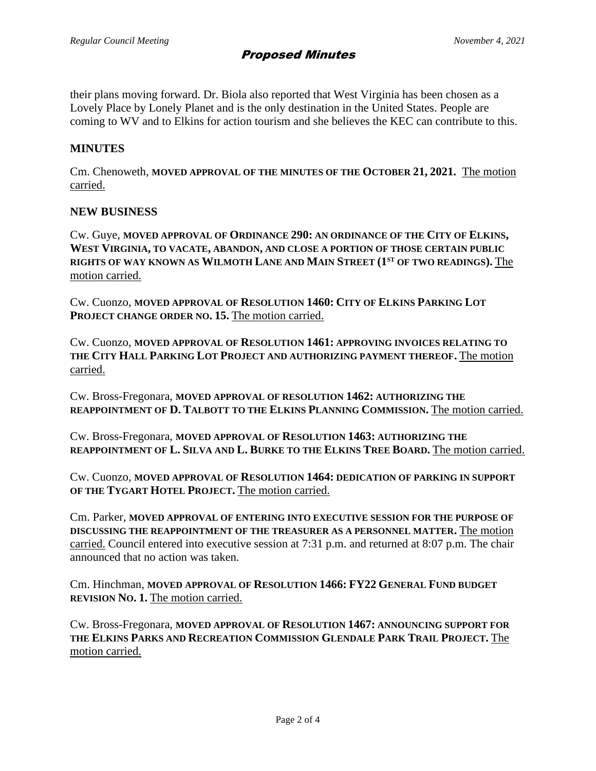their plans moving forward. Dr. Biola also reported that West Virginia has been chosen as a Lovely Place by Lonely Planet and is the only destination in the United States. People are coming to WV and to Elkins for action tourism and she believes the KEC can contribute to this.

## MINUTES

Cm. Chenoweth, **MOVED APPROVAL OF THE MINUTES OF THE OCTOBER 21, 2021.** The motion carried.

## NEW BUSINESS

Cw. Guye, **MOVED APPROVAL OF ORDINANCE 290: AN ORDINANCE OF THE CITY OF ELKINS, WEST VIRGINIA, TO VACATE, ABANDON, AND CLOSE A PORTION OF THOSE CERTAIN PUBLIC RIGHTS OF WAY KNOWN AS WILMOTH LANE AND MAIN STREET (1ST OF TWO READINGS).** The motion carried.

Cw. Cuonzo, **MOVED APPROVAL OF RESOLUTION 1460: CITY OF ELKINS PARKING LOT PROJECT CHANGE ORDER NO. 15.** The motion carried.

Cw. Cuonzo, **MOVED APPROVAL OF RESOLUTION 1461: APPROVING INVOICES RELATING TO THE CITY HALL PARKING LOT PROJECT AND AUTHORIZING PAYMENT THEREOF.** The motion carried.

Cw. Bross-Fregonara, **MOVED APPROVAL OF RESOLUTION 1462: AUTHORIZING THE REAPPOINTMENT OF D. TALBOTT TO THE ELKINS PLANNING COMMISSION.** The motion carried.

Cw. Bross-Fregonara, **MOVED APPROVAL OF RESOLUTION 1463: AUTHORIZING THE REAPPOINTMENT OF L. SILVA AND L. BURKE TO THE ELKINS TREE BOARD.** The motion carried.

Cw. Cuonzo, **MOVED APPROVAL OF RESOLUTION 1464: DEDICATION OF PARKING IN SUPPORT OF THE TYGART HOTEL PROJECT.** The motion carried.

Cm. Parker, **MOVED APPROVAL OF ENTERING INTO EXECUTIVE SESSION FOR THE PURPOSE OF DISCUSSING THE REAPPOINTMENT OF THE TREASURER AS A PERSONNEL MATTER.** The motion carried. Council entered into executive session at 7:31 p.m. and returned at 8:07 p.m. The chair announced that no action was taken.

Cm. Hinchman, **MOVED APPROVAL OF RESOLUTION 1466: FY22 GENERAL FUND BUDGET REVISION NO. 1.** The motion carried.

Cw. Bross-Fregonara, **MOVED APPROVAL OF RESOLUTION 1467: ANNOUNCING SUPPORT FOR THE ELKINS PARKS AND RECREATION COMMISSION GLENDALE PARK TRAIL PROJECT.** The motion carried.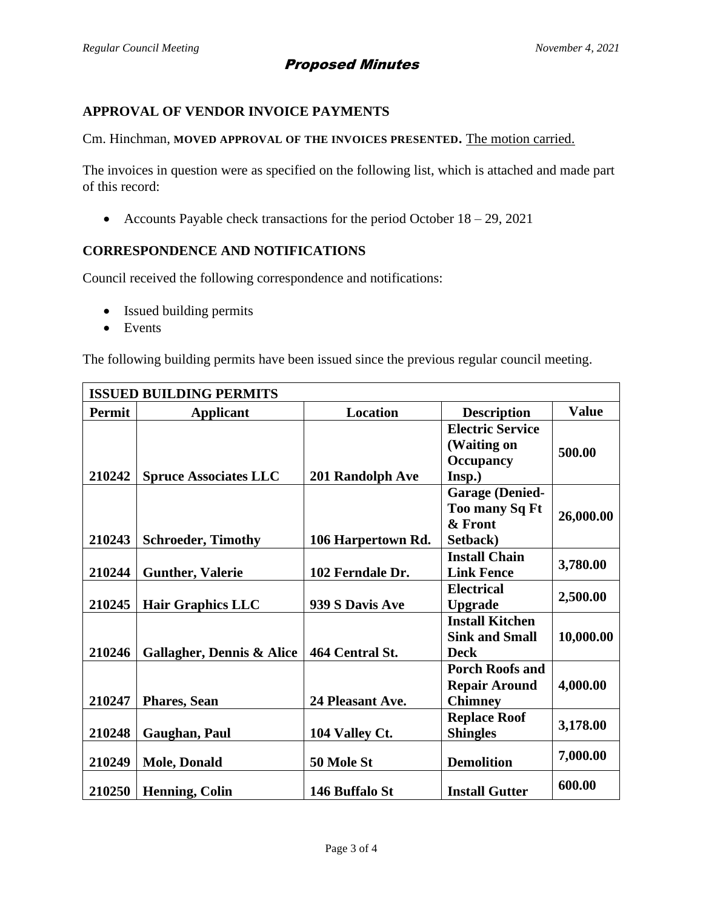## APPROVAL OF VENDOR INVOICE PAYMENTS

Cm. Hinchman, **MOVED APPROVAL OF THE INVOICES PRESENTED.** The motion carried.

The invoices in question were as specified on the following list, which is attached and made part of this record:

- Accounts Payable check transactions for the period October 18 – 29, 2021

## CORRESPONDENCE AND NOTIFICATIONS

Council received the following correspondence and notifications:

- Issued building permits
- Events

The following building permits have been issued since the previous regular council meeting.

| ISSUED BUILDING PERMITS | | | | |
|---|---|---|---|---|
| **Permit** | **Applicant** | **Location** | **Description** | **Value** |
| **210242** | **Spruce Associates LLC** | **201 Randolph Ave** | **Electric Service (Waiting on Occupancy Insp.)** | **500.00** |
| **210243** | **Schroeder, Timothy** | **106 Harpertown Rd.** | **Garage (Denied- Too many Sq Ft & Front Setback)** | **26,000.00** |
| **210244** | **Gunther, Valerie** | **102 Ferndale Dr.** | **Install Chain Link Fence** | **3,780.00** |
| **210245** | **Hair Graphics LLC** | **939 S Davis Ave** | **Electrical Upgrade** | **2,500.00** |
| **210246** | **Gallagher, Dennis & Alice** | **464 Central St.** | **Install Kitchen Sink and Small Deck** | **10,000.00** |
| **210247** | **Phares, Sean** | **24 Pleasant Ave.** | **Porch Roofs and Repair Around Chimney** | **4,000.00** |
| **210248** | **Gaughan, Paul** | **104 Valley Ct.** | **Replace Roof Shingles** | **3,178.00** |
| **210249** | **Mole, Donald** | **50 Mole St** | **Demolition** | **7,000.00** |
| **210250** | **Henning, Colin** | **146 Buffalo St** | **Install Gutter** | **600.00** |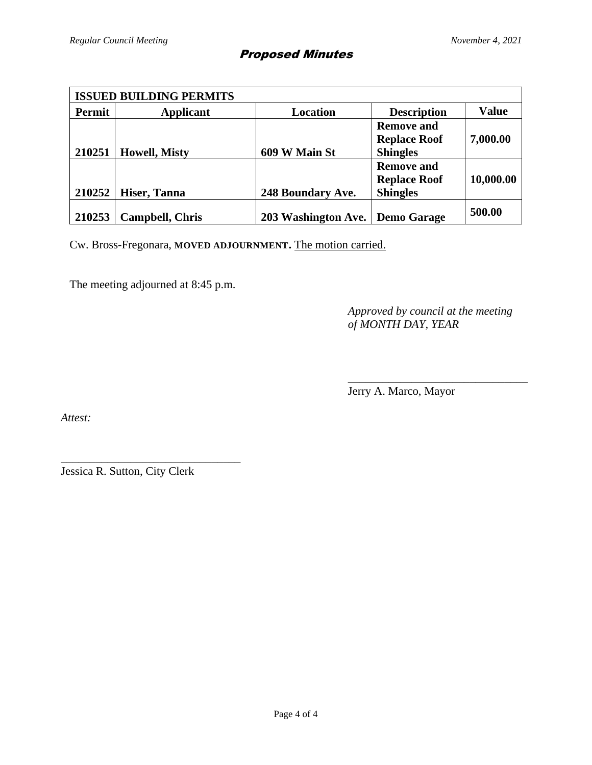## Proposed Minutes

| ISSUED BUILDING PERMITS | | | | |
|---|---|---|---|---|
| **Permit** | **Applicant** | **Location** | **Description** | **Value** |
| **210251** | **Howell, Misty** | **609 W Main St** | **Remove and Replace Roof Shingles** | **7,000.00** |
| **210252** | **Hiser, Tanna** | **248 Boundary Ave.** | **Remove and Replace Roof Shingles** | **10,000.00** |
| **210253** | **Campbell, Chris** | **203 Washington Ave.** | **Demo Garage** | **500.00** |

Cw. Bross-Fregonara, **MOVED ADJOURNMENT.** The motion carried.

The meeting adjourned at 8:45 p.m.

*Approved by council at the meeting of MONTH DAY, YEAR*

\_\_\_\_\_\_\_\_\_\_\_\_\_\_\_\_\_\_\_\_\_\_\_\_\_\_\_\_\_\_\_\_
Jerry A. Marco, Mayor

*Attest:*

\_\_\_\_\_\_\_\_\_\_\_\_\_\_\_\_\_\_\_\_\_\_\_\_\_\_\_\_\_\_\_\_
Jessica R. Sutton, City Clerk